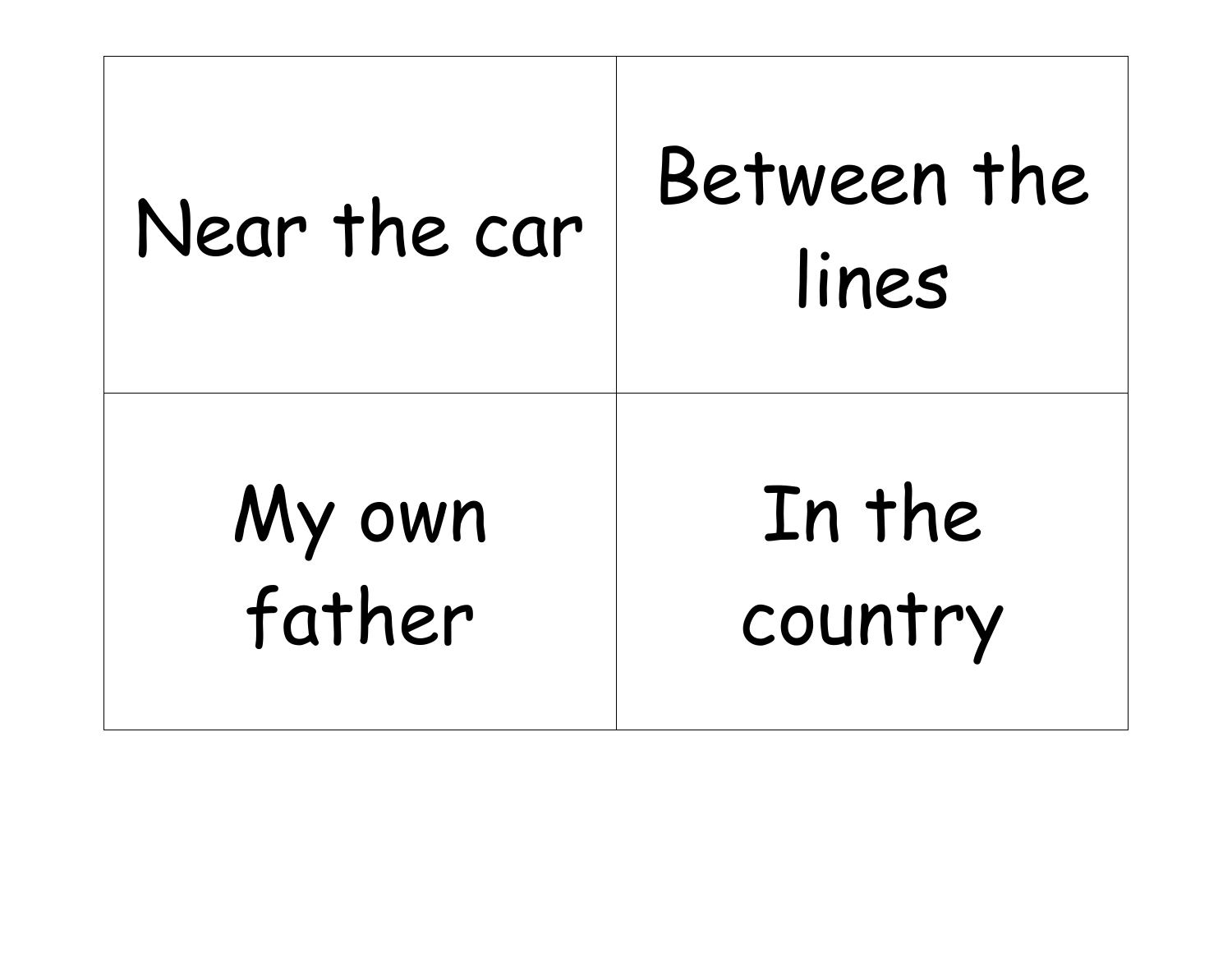| | |
|---|---|
| Near the car | Between the lines |
| My own father | In the country |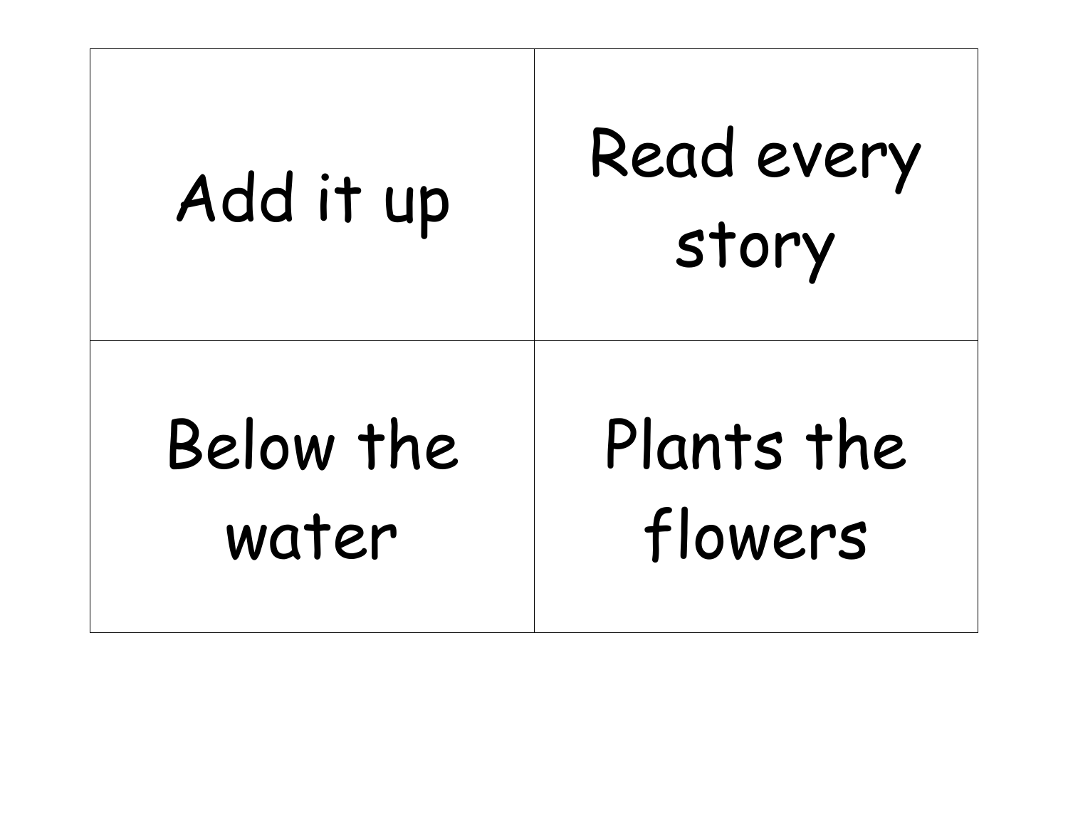| Add it up | Read every story |
|---|---|
| Below the water | Plants the flowers |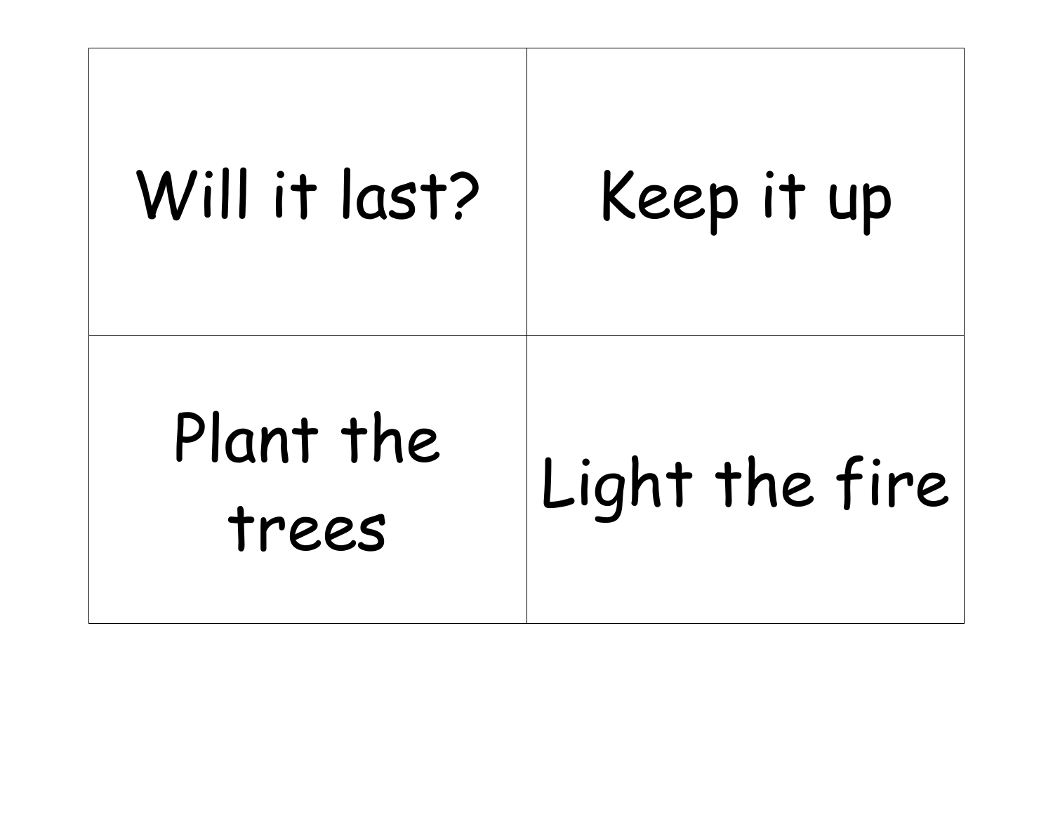| | |
|---|---|
| Will it last? | Keep it up |
| Plant the trees | Light the fire |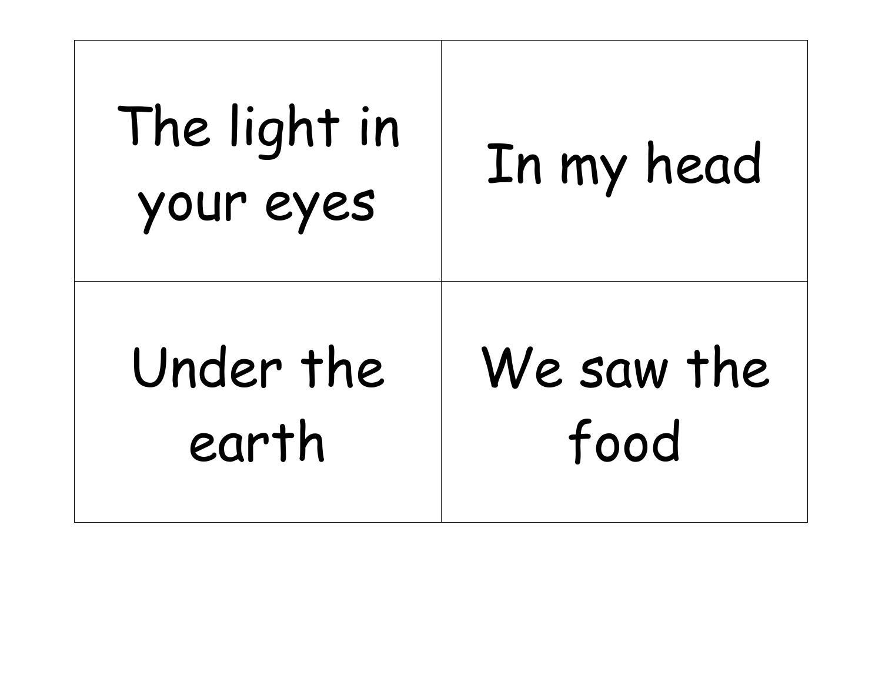| | |
|---|---|
| The light in your eyes | In my head |
| Under the earth | We saw the food |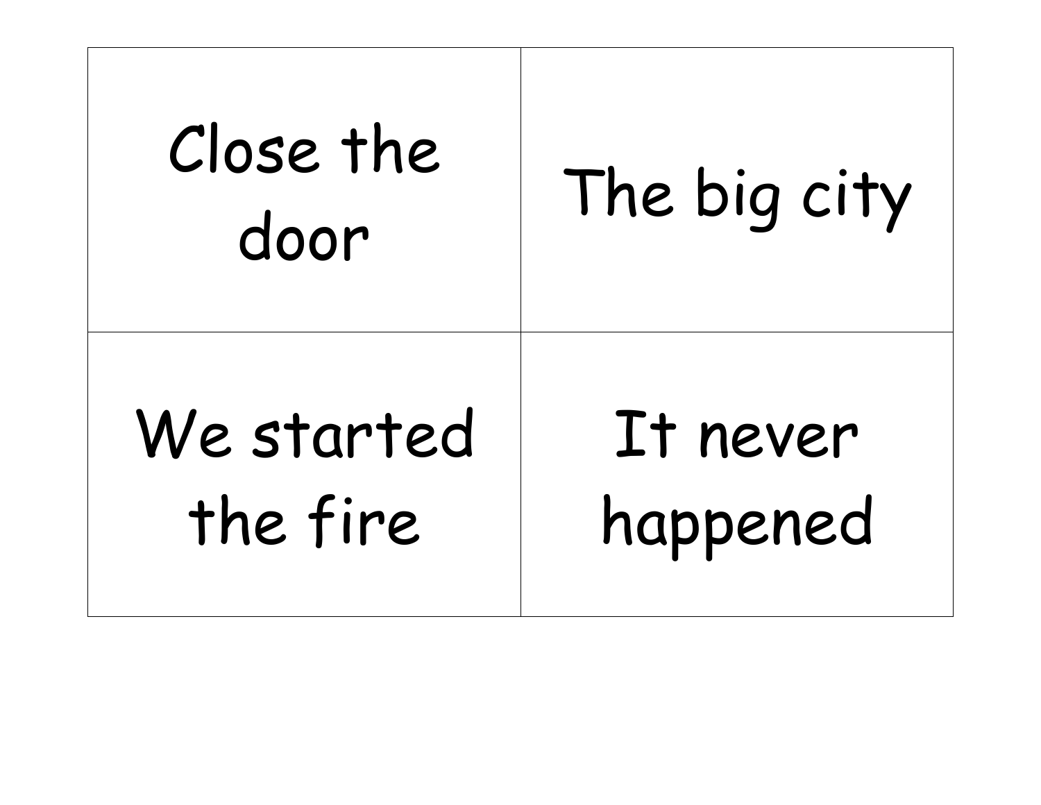| | |
|---|---|
| Close the door | The big city |
| We started the fire | It never happened |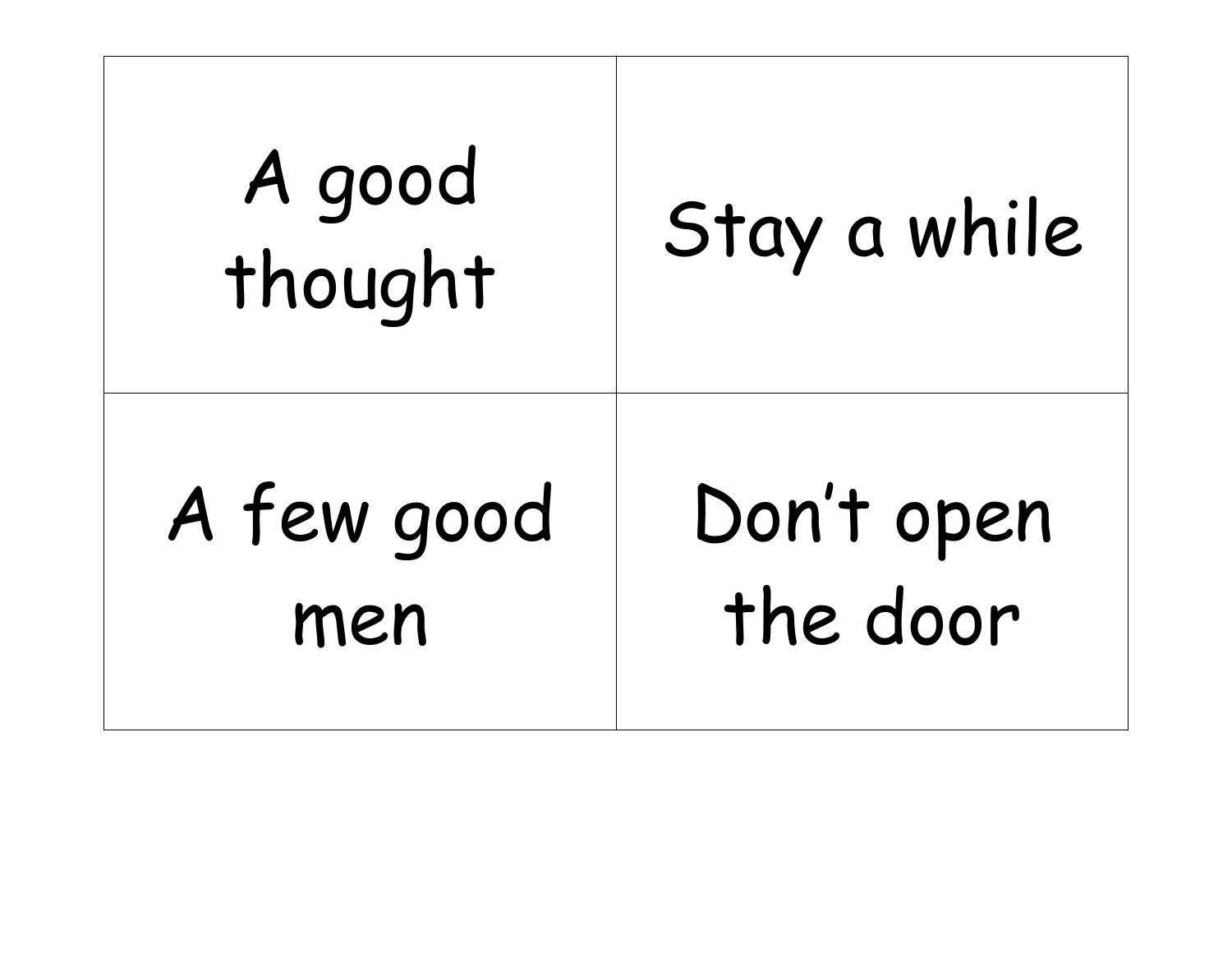| | |
|---|---|
| A good thought | Stay a while |
| A few good men | Don't open the door |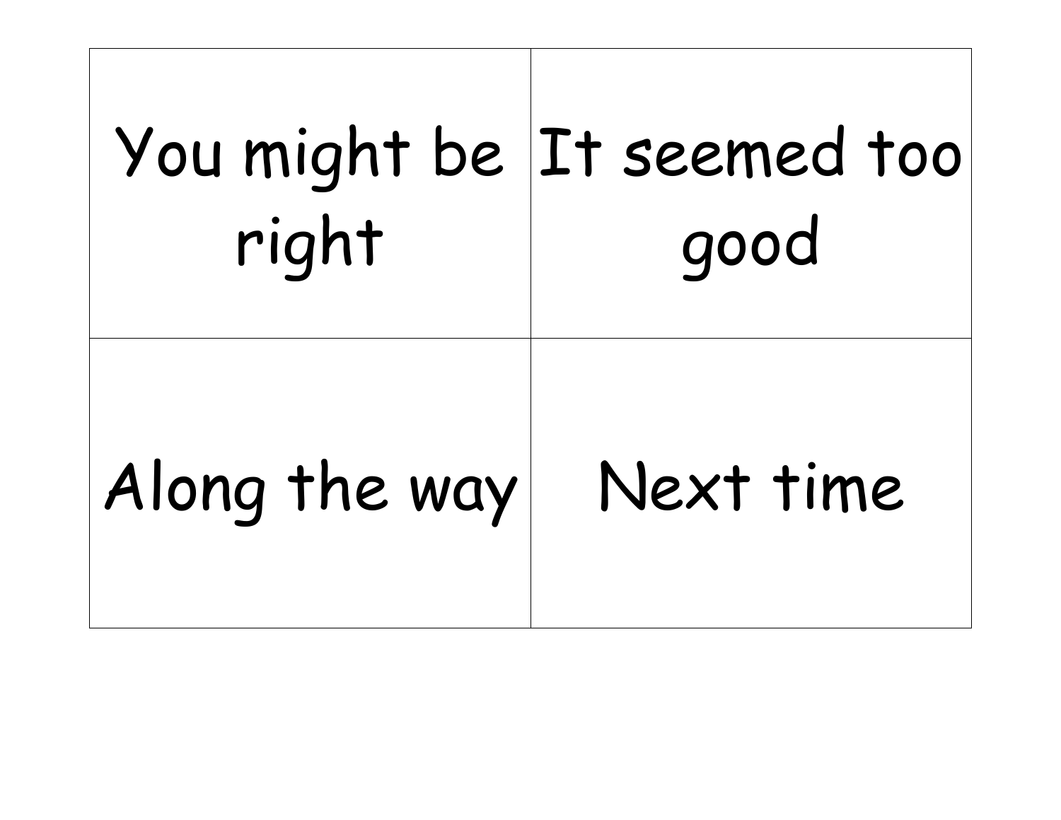| You might be right | It seemed too good |
| --- | --- |
| Along the way | Next time |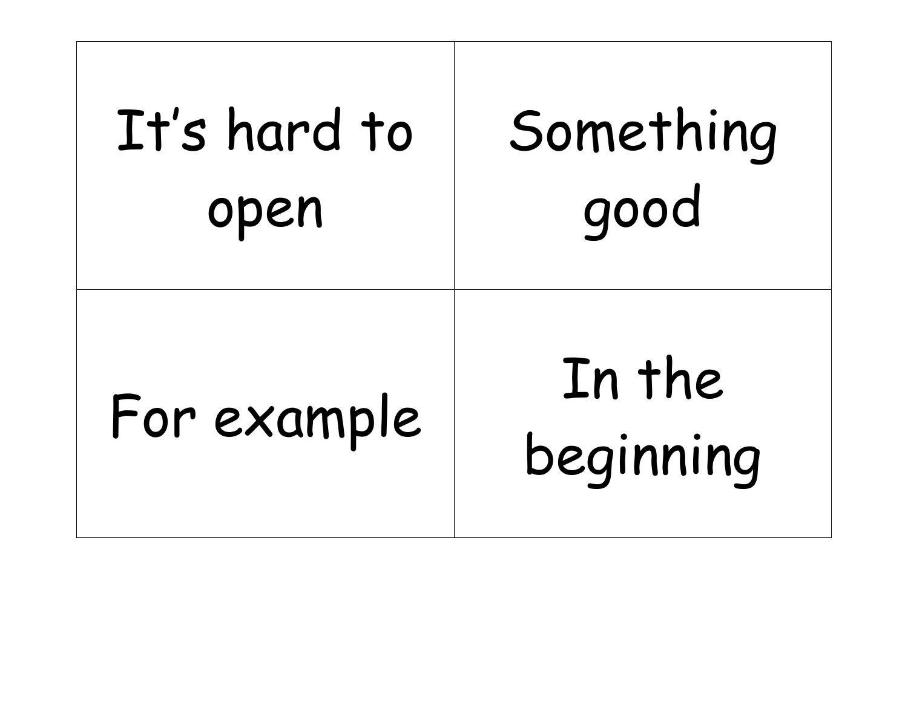| | |
|---|---|
| It's hard to open | Something good |
| For example | In the beginning |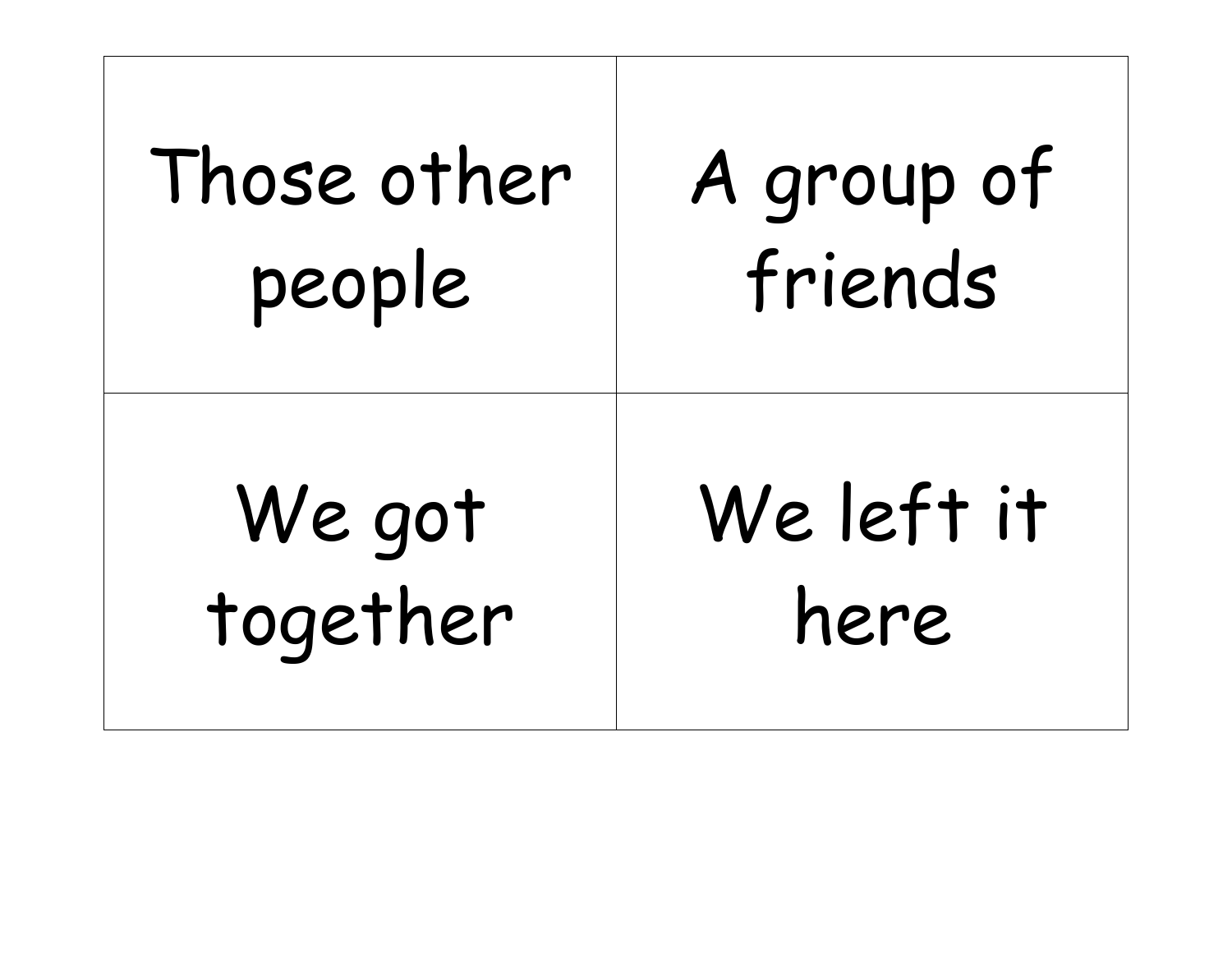| Those other people | A group of friends |
| --- | --- |
| We got together | We left it here |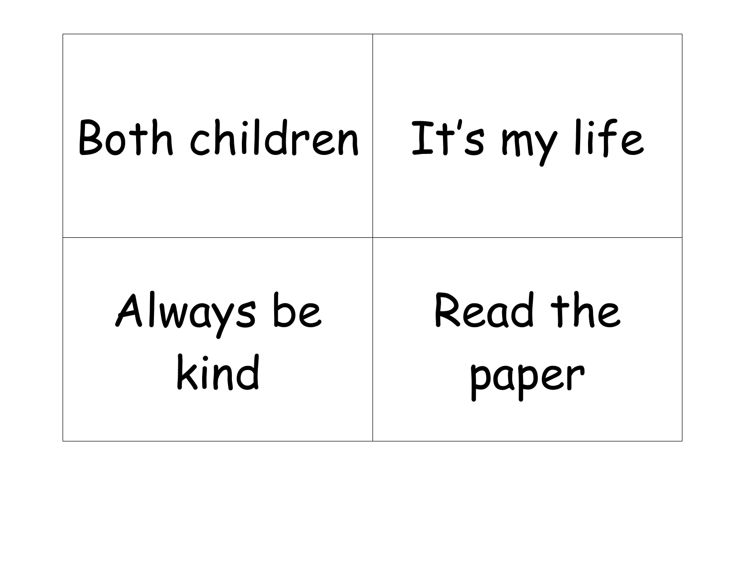| Both children | It's my life |
| --- | --- |
| Always be kind | Read the paper |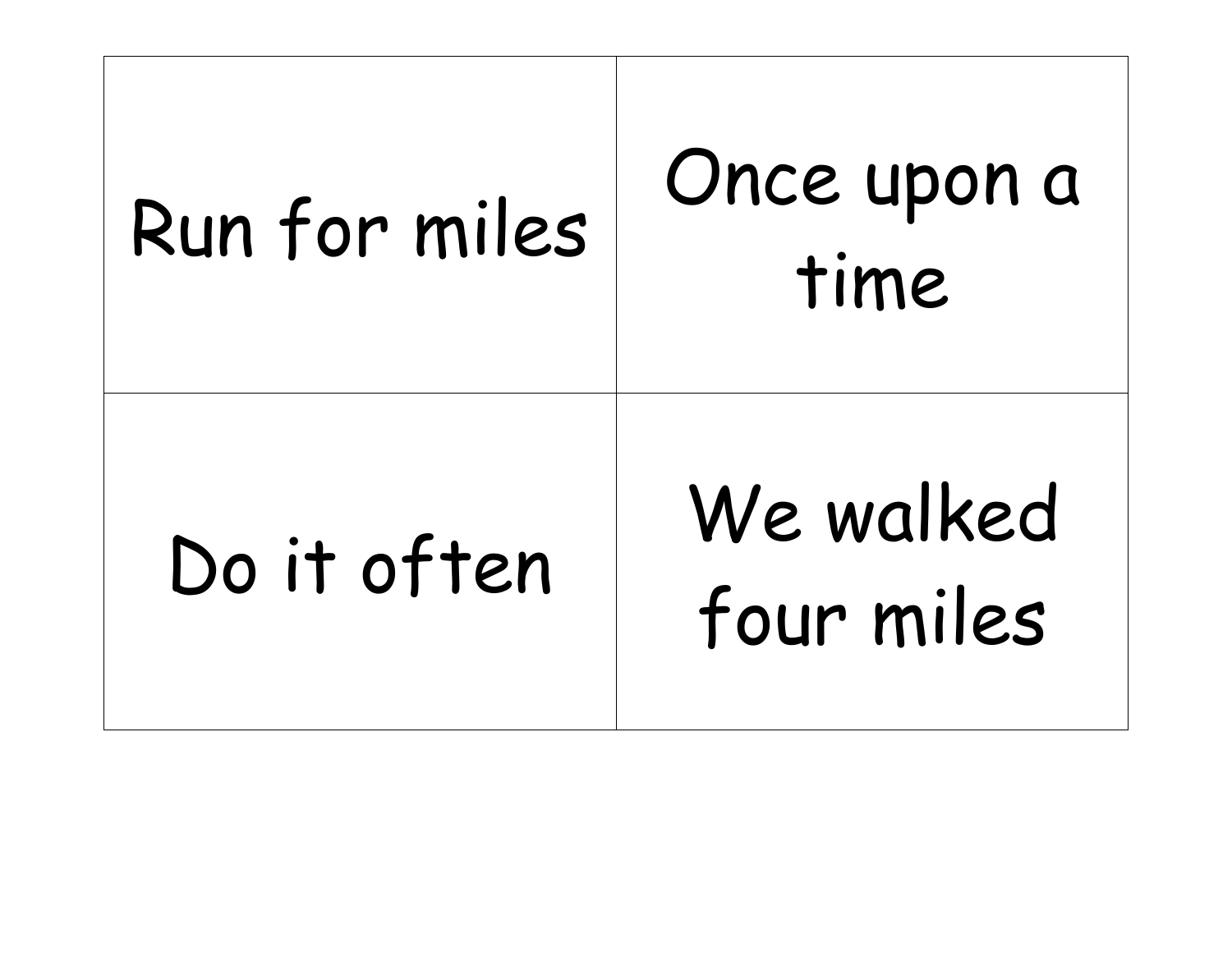| | |
|---|---|
| Run for miles | Once upon a time |
| Do it often | We walked four miles |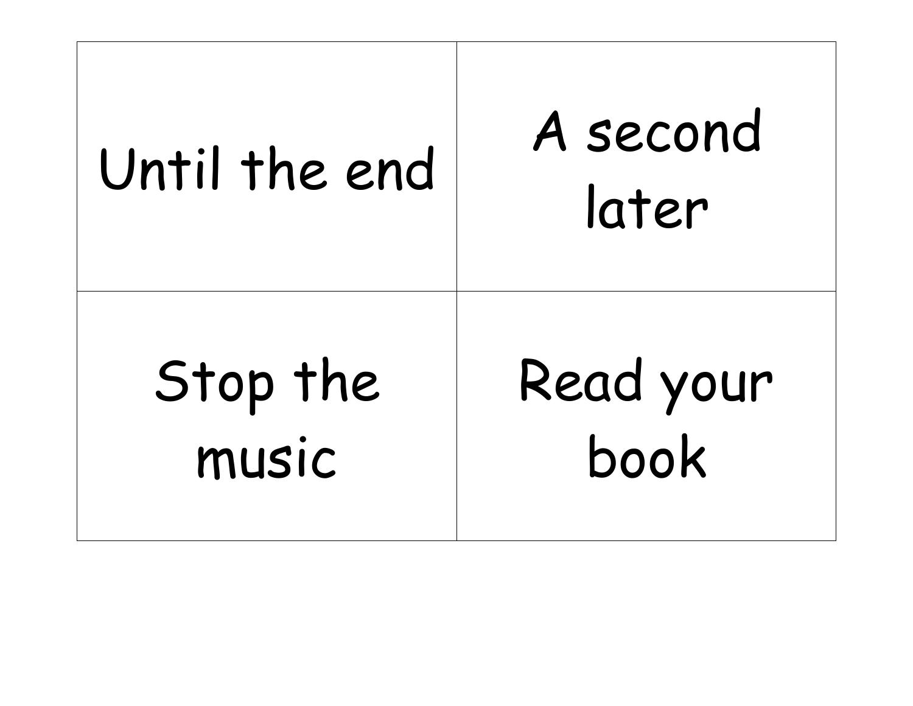| Until the end | A second later |
|---|---|
| Stop the music | Read your book |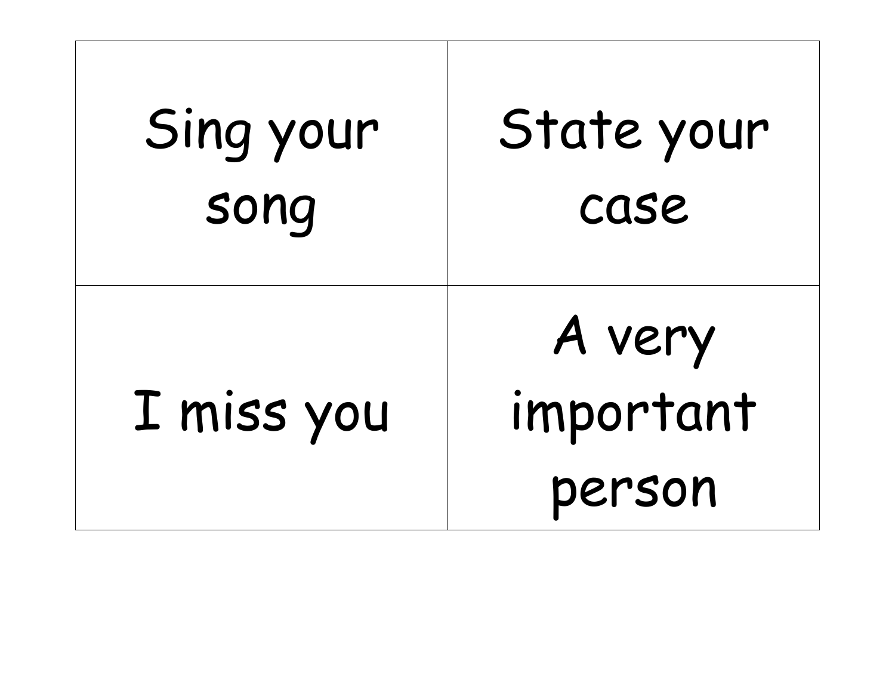| Sing your song | State your case |
| --- | --- |
| I miss you | A very important person |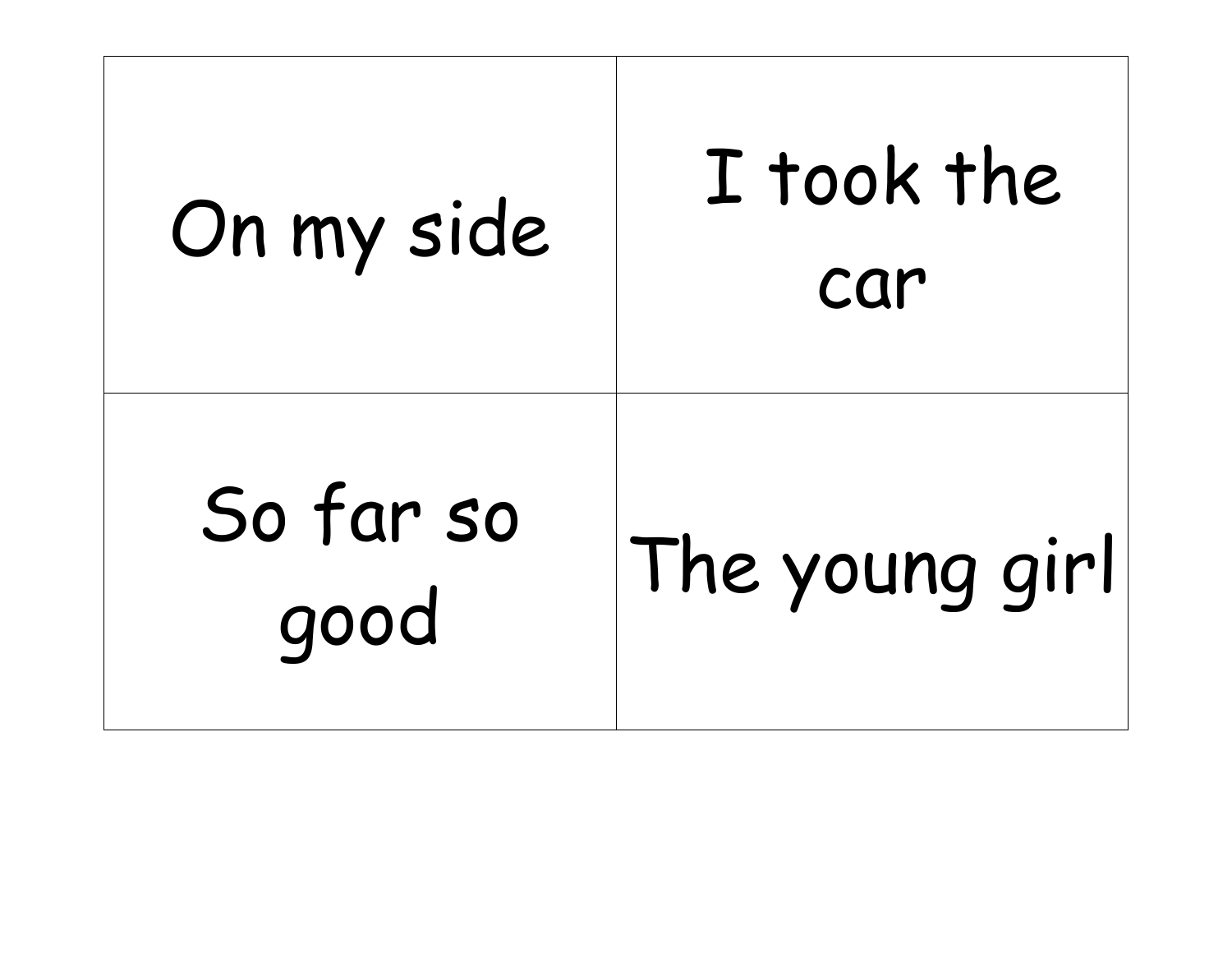| | |
|---|---|
| On my side | I took the car |
| So far so good | The young girl |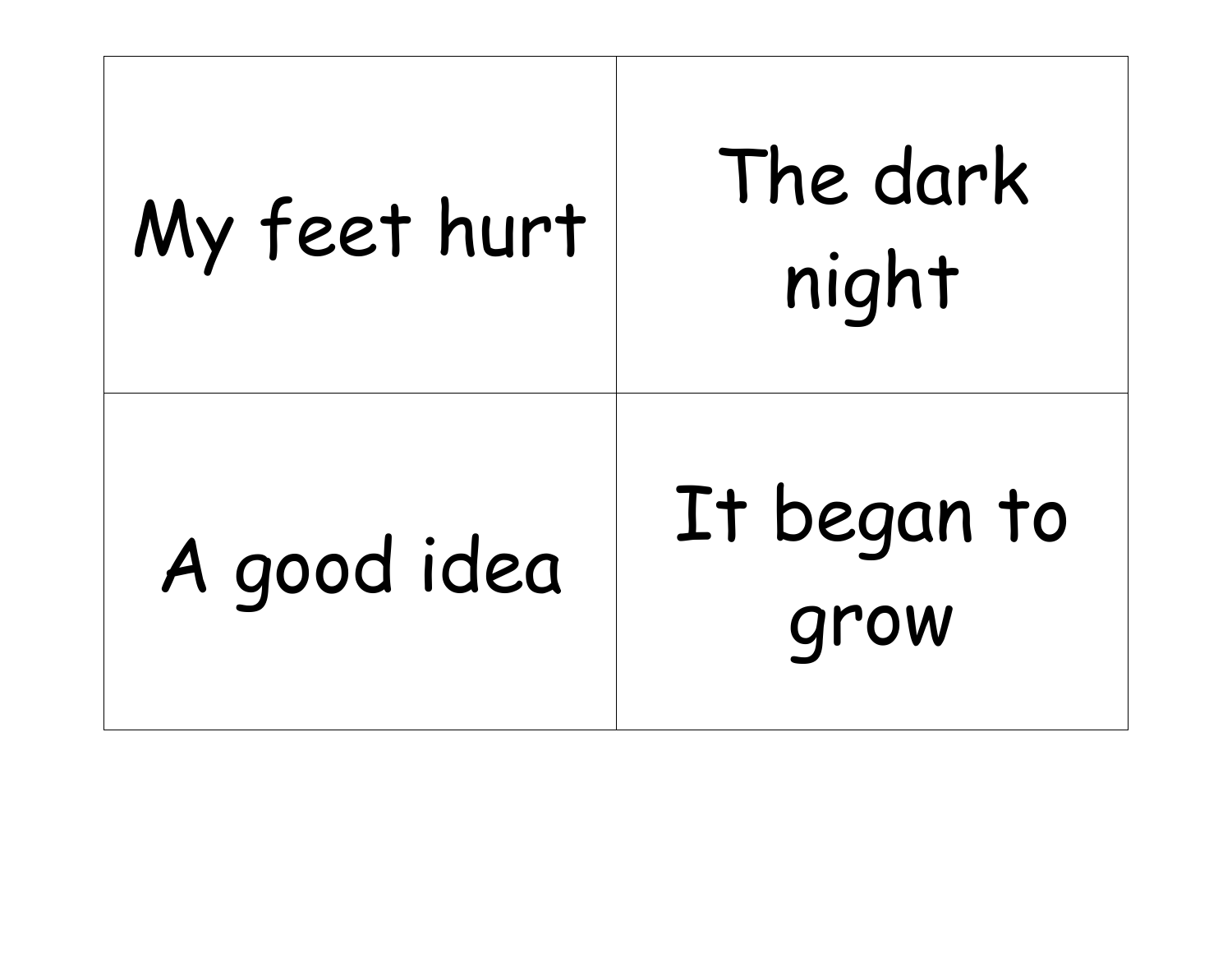| My feet hurt | The dark night |
| --- | --- |
| A good idea | It began to grow |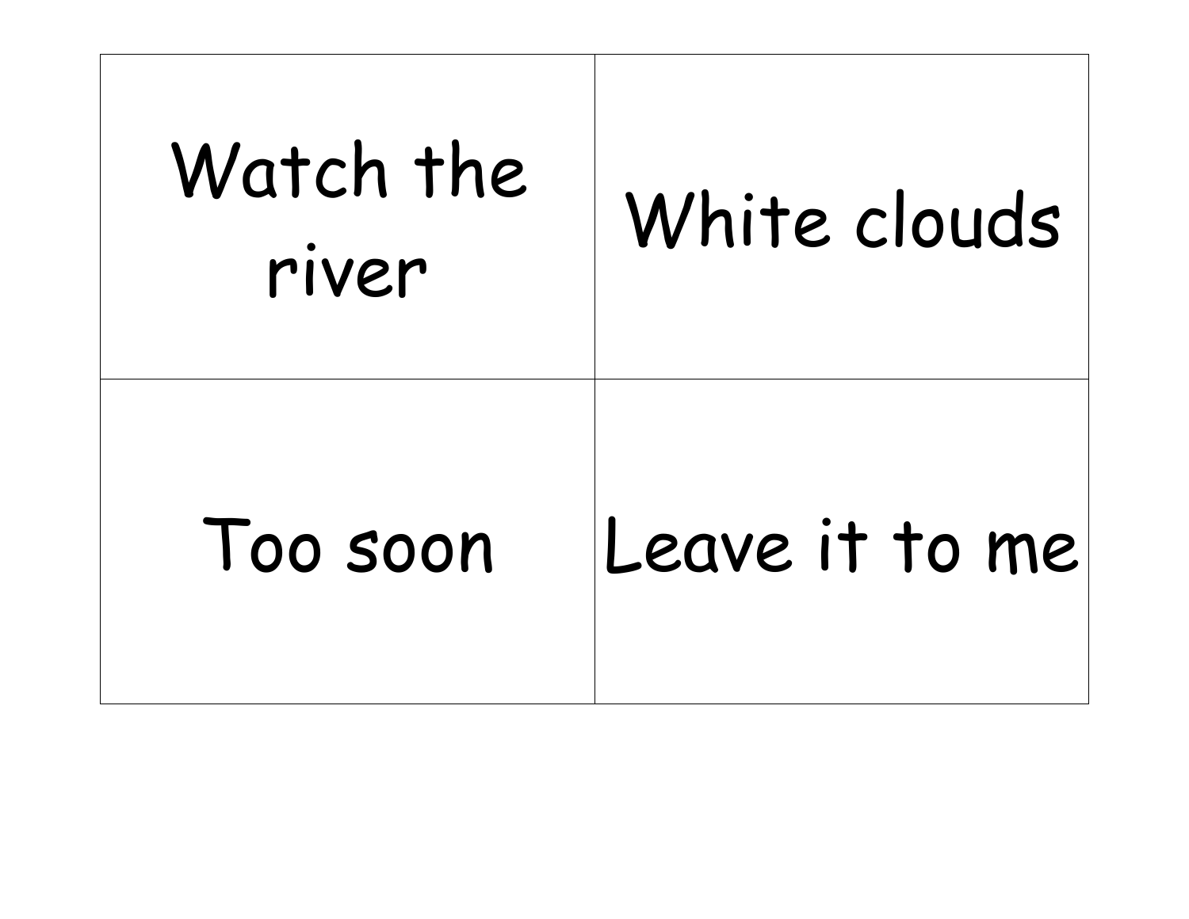| Watch the river | White clouds |
| --- | --- |
| Too soon | Leave it to me |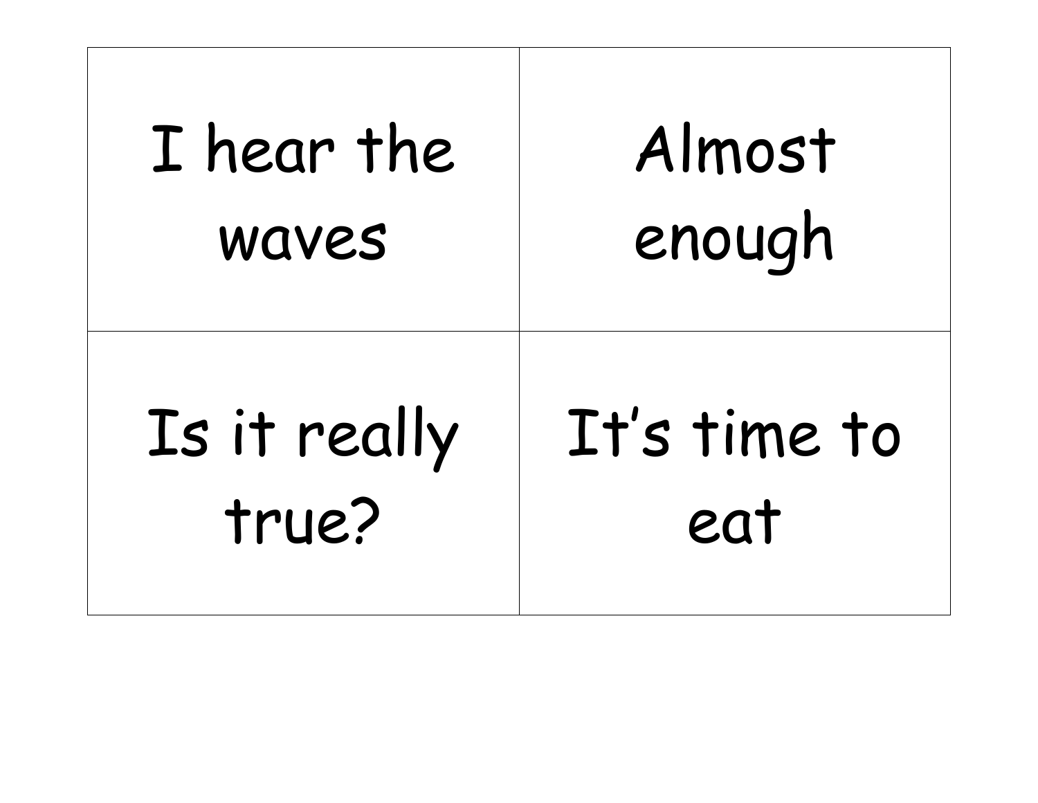| I hear the waves | Almost enough |
| --- | --- |
| Is it really true? | It’s time to eat |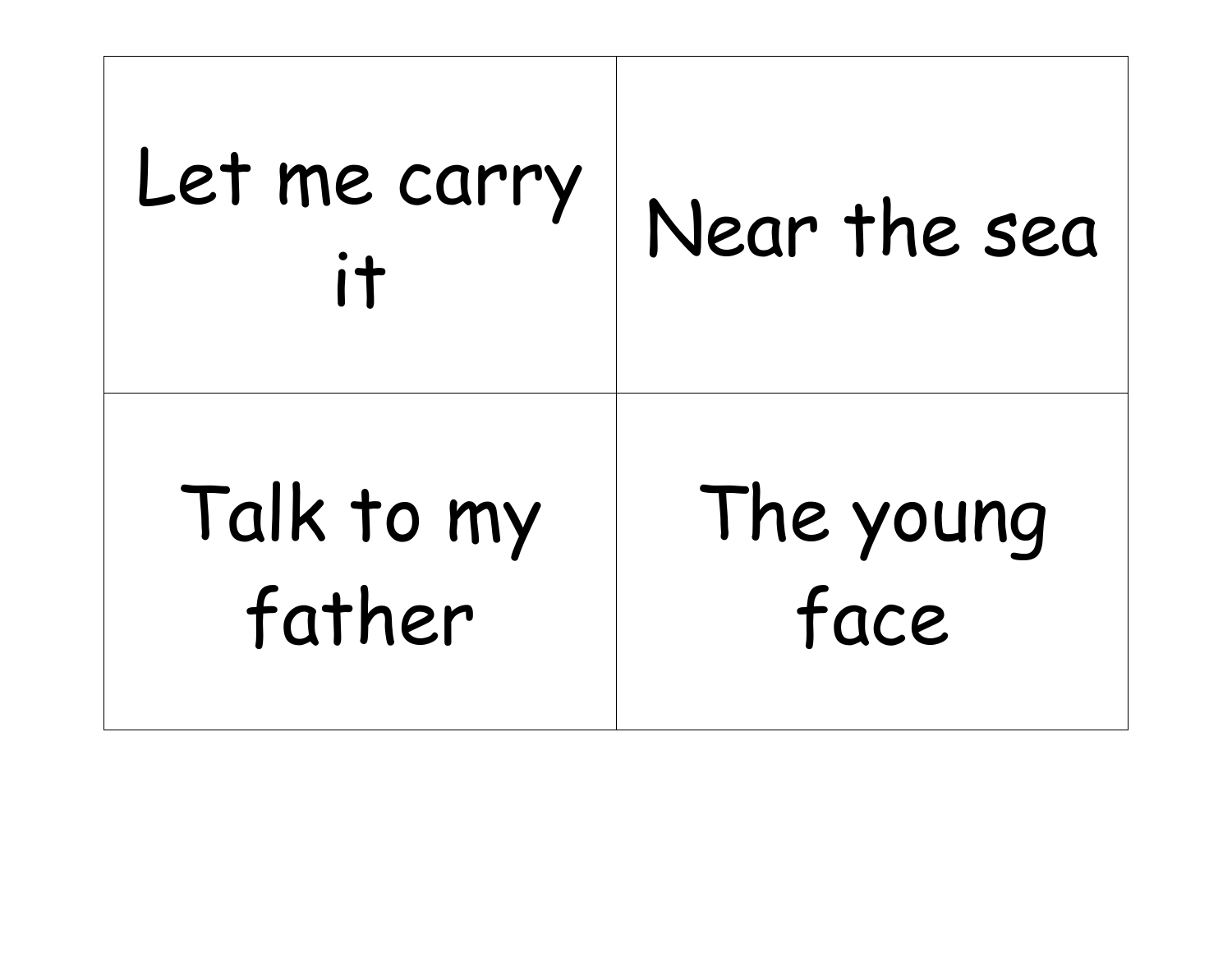| Let me carry it | Near the sea |
| --- | --- |
| Talk to my father | The young face |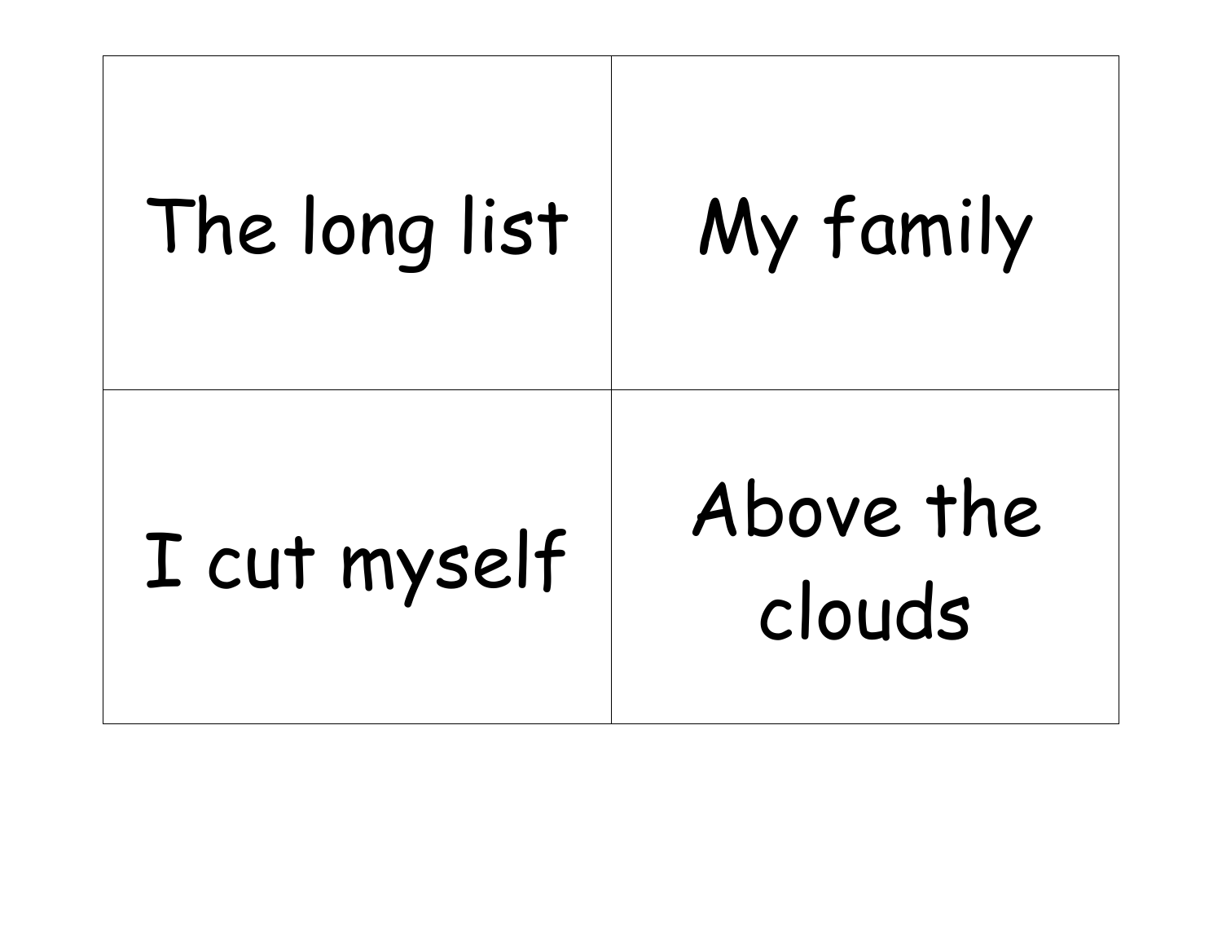| The long list | My family |
| --- | --- |
| I cut myself | Above the clouds |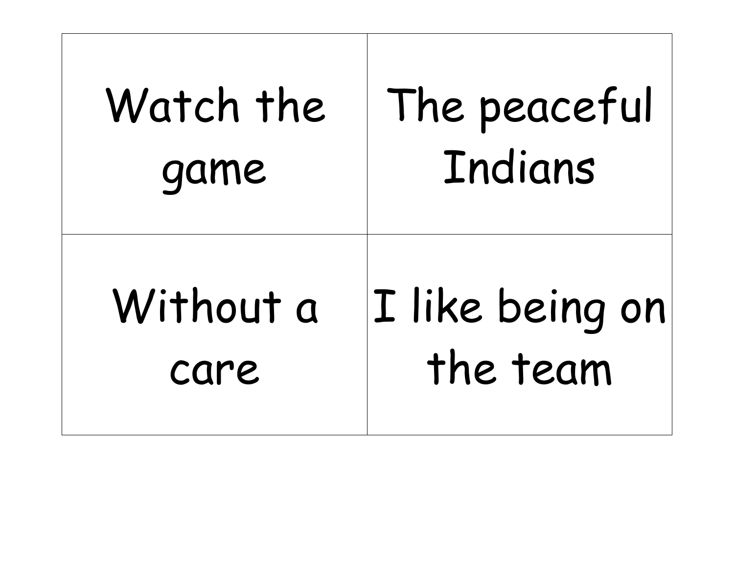| Watch the game | The peaceful Indians |
|---|---|
| Without a care | I like being on the team |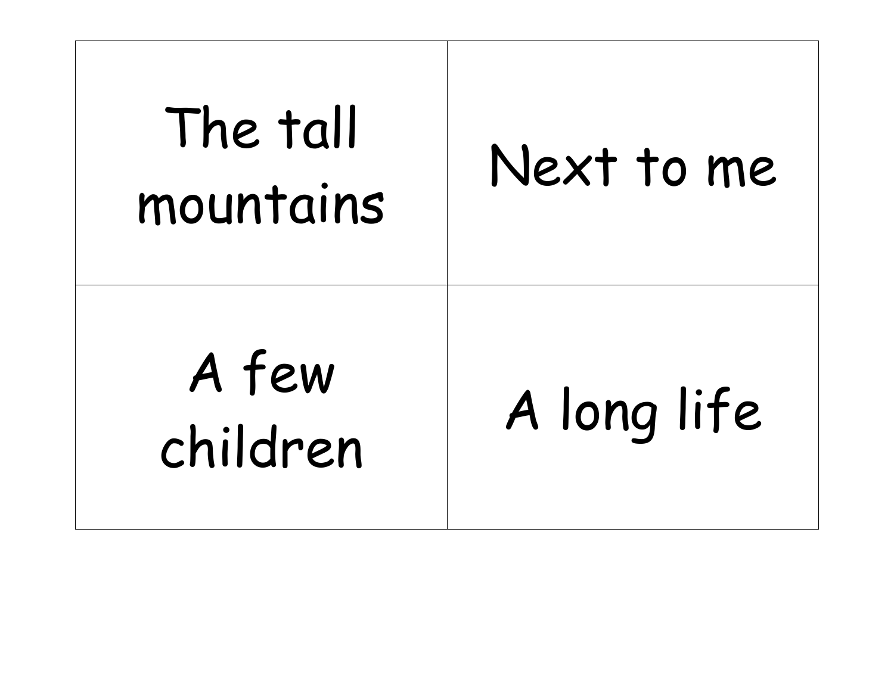| | |
|---|---|
| The tall mountains | Next to me |
| A few children | A long life |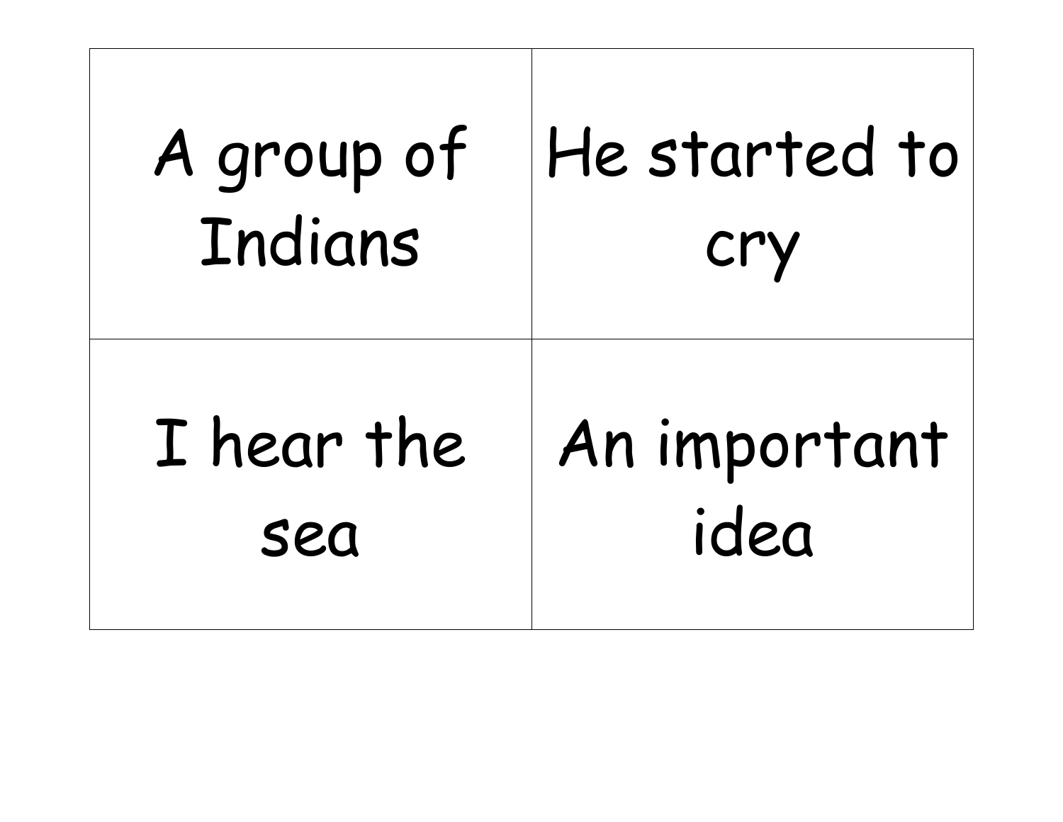| | |
|---|---|
| A group of Indians | He started to cry |
| I hear the sea | An important idea |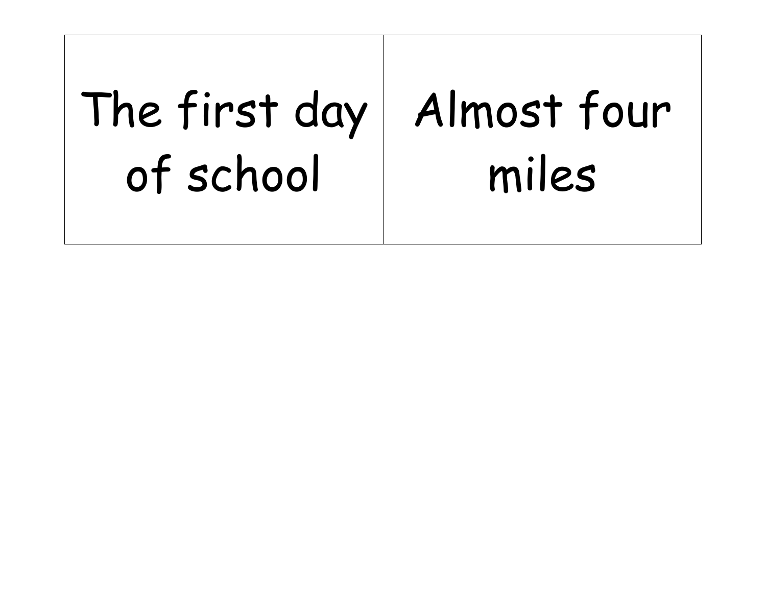| | |
|---|---|
| The first day of school | Almost four miles |